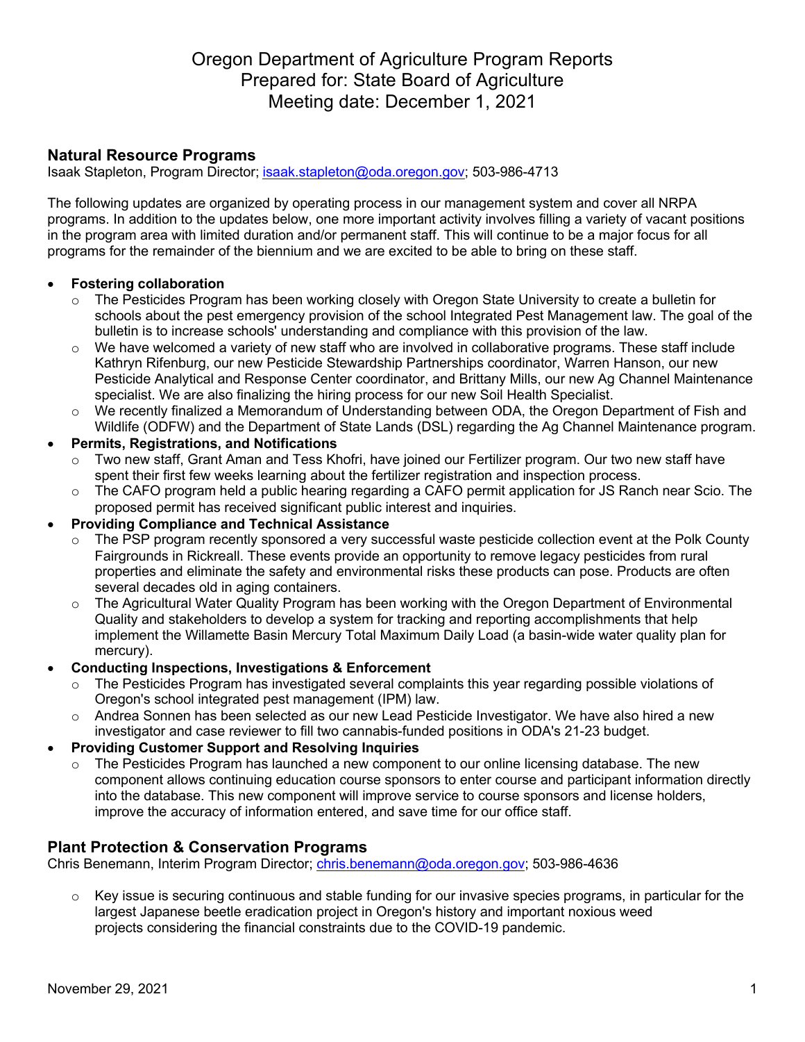# Oregon Department of Agriculture Program Reports
# Prepared for: State Board of Agriculture
# Meeting date: December 1, 2021

## Natural Resource Programs

Isaak Stapleton, Program Director; isaak.stapleton@oda.oregon.gov; 503-986-4713

The following updates are organized by operating process in our management system and cover all NRPA programs. In addition to the updates below, one more important activity involves filling a variety of vacant positions in the program area with limited duration and/or permanent staff. This will continue to be a major focus for all programs for the remainder of the biennium and we are excited to be able to bring on these staff.

- **Fostering collaboration**
  - The Pesticides Program has been working closely with Oregon State University to create a bulletin for schools about the pest emergency provision of the school Integrated Pest Management law. The goal of the bulletin is to increase schools' understanding and compliance with this provision of the law.
  - We have welcomed a variety of new staff who are involved in collaborative programs. These staff include Kathryn Rifenburg, our new Pesticide Stewardship Partnerships coordinator, Warren Hanson, our new Pesticide Analytical and Response Center coordinator, and Brittany Mills, our new Ag Channel Maintenance specialist. We are also finalizing the hiring process for our new Soil Health Specialist.
  - We recently finalized a Memorandum of Understanding between ODA, the Oregon Department of Fish and Wildlife (ODFW) and the Department of State Lands (DSL) regarding the Ag Channel Maintenance program.
- **Permits, Registrations, and Notifications**
  - Two new staff, Grant Aman and Tess Khofri, have joined our Fertilizer program. Our two new staff have spent their first few weeks learning about the fertilizer registration and inspection process.
  - The CAFO program held a public hearing regarding a CAFO permit application for JS Ranch near Scio. The proposed permit has received significant public interest and inquiries.
- **Providing Compliance and Technical Assistance**
  - The PSP program recently sponsored a very successful waste pesticide collection event at the Polk County Fairgrounds in Rickreall. These events provide an opportunity to remove legacy pesticides from rural properties and eliminate the safety and environmental risks these products can pose. Products are often several decades old in aging containers.
  - The Agricultural Water Quality Program has been working with the Oregon Department of Environmental Quality and stakeholders to develop a system for tracking and reporting accomplishments that help implement the Willamette Basin Mercury Total Maximum Daily Load (a basin-wide water quality plan for mercury).
- **Conducting Inspections, Investigations & Enforcement**
  - The Pesticides Program has investigated several complaints this year regarding possible violations of Oregon's school integrated pest management (IPM) law.
  - Andrea Sonnen has been selected as our new Lead Pesticide Investigator. We have also hired a new investigator and case reviewer to fill two cannabis-funded positions in ODA's 21-23 budget.
- **Providing Customer Support and Resolving Inquiries**
  - The Pesticides Program has launched a new component to our online licensing database. The new component allows continuing education course sponsors to enter course and participant information directly into the database. This new component will improve service to course sponsors and license holders, improve the accuracy of information entered, and save time for our office staff.

## Plant Protection & Conservation Programs

Chris Benemann, Interim Program Director; chris.benemann@oda.oregon.gov; 503-986-4636

- Key issue is securing continuous and stable funding for our invasive species programs, in particular for the largest Japanese beetle eradication project in Oregon's history and important noxious weed projects considering the financial constraints due to the COVID-19 pandemic.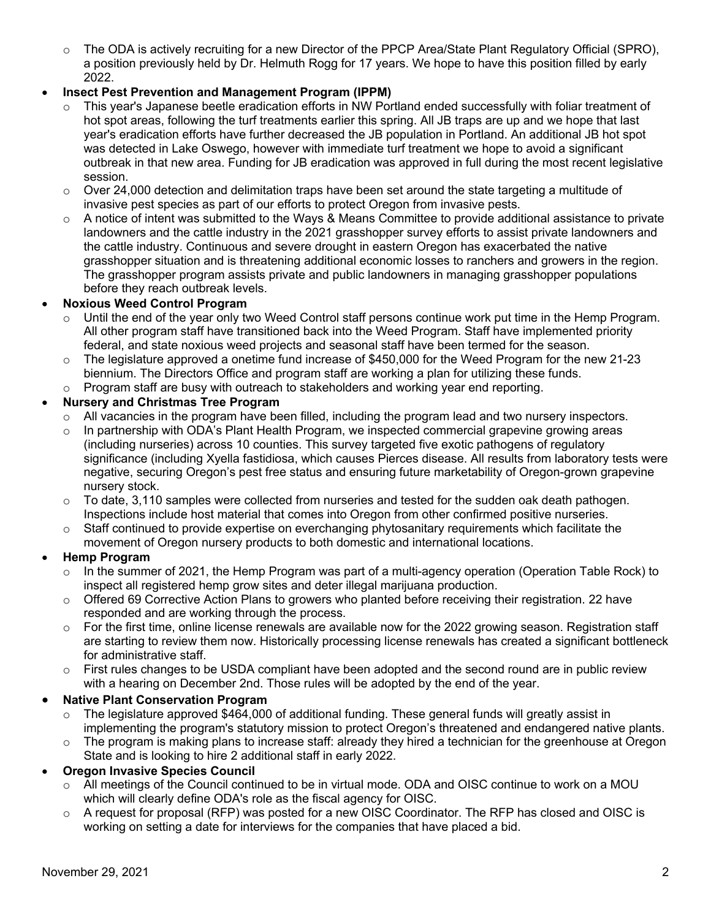- The ODA is actively recruiting for a new Director of the PPCP Area/State Plant Regulatory Official (SPRO), a position previously held by Dr. Helmuth Rogg for 17 years. We hope to have this position filled by early 2022.

- **Insect Pest Prevention and Management Program (IPPM)**
  - This year's Japanese beetle eradication efforts in NW Portland ended successfully with foliar treatment of hot spot areas, following the turf treatments earlier this spring. All JB traps are up and we hope that last year's eradication efforts have further decreased the JB population in Portland. An additional JB hot spot was detected in Lake Oswego, however with immediate turf treatment we hope to avoid a significant outbreak in that new area. Funding for JB eradication was approved in full during the most recent legislative session.
  - Over 24,000 detection and delimitation traps have been set around the state targeting a multitude of invasive pest species as part of our efforts to protect Oregon from invasive pests.
  - A notice of intent was submitted to the Ways & Means Committee to provide additional assistance to private landowners and the cattle industry in the 2021 grasshopper survey efforts to assist private landowners and the cattle industry. Continuous and severe drought in eastern Oregon has exacerbated the native grasshopper situation and is threatening additional economic losses to ranchers and growers in the region. The grasshopper program assists private and public landowners in managing grasshopper populations before they reach outbreak levels.

- **Noxious Weed Control Program**
  - Until the end of the year only two Weed Control staff persons continue work put time in the Hemp Program. All other program staff have transitioned back into the Weed Program. Staff have implemented priority federal, and state noxious weed projects and seasonal staff have been termed for the season.
  - The legislature approved a onetime fund increase of $450,000 for the Weed Program for the new 21-23 biennium. The Directors Office and program staff are working a plan for utilizing these funds.
  - Program staff are busy with outreach to stakeholders and working year end reporting.

- **Nursery and Christmas Tree Program**
  - All vacancies in the program have been filled, including the program lead and two nursery inspectors.
  - In partnership with ODA's Plant Health Program, we inspected commercial grapevine growing areas (including nurseries) across 10 counties. This survey targeted five exotic pathogens of regulatory significance (including Xyella fastidiosa, which causes Pierces disease. All results from laboratory tests were negative, securing Oregon's pest free status and ensuring future marketability of Oregon-grown grapevine nursery stock.
  - To date, 3,110 samples were collected from nurseries and tested for the sudden oak death pathogen. Inspections include host material that comes into Oregon from other confirmed positive nurseries.
  - Staff continued to provide expertise on everchanging phytosanitary requirements which facilitate the movement of Oregon nursery products to both domestic and international locations.

- **Hemp Program**
  - In the summer of 2021, the Hemp Program was part of a multi-agency operation (Operation Table Rock) to inspect all registered hemp grow sites and deter illegal marijuana production.
  - Offered 69 Corrective Action Plans to growers who planted before receiving their registration. 22 have responded and are working through the process.
  - For the first time, online license renewals are available now for the 2022 growing season. Registration staff are starting to review them now. Historically processing license renewals has created a significant bottleneck for administrative staff.
  - First rules changes to be USDA compliant have been adopted and the second round are in public review with a hearing on December 2nd. Those rules will be adopted by the end of the year.

- **Native Plant Conservation Program**
  - The legislature approved $464,000 of additional funding. These general funds will greatly assist in implementing the program's statutory mission to protect Oregon's threatened and endangered native plants.
  - The program is making plans to increase staff: already they hired a technician for the greenhouse at Oregon State and is looking to hire 2 additional staff in early 2022.

- **Oregon Invasive Species Council**
  - All meetings of the Council continued to be in virtual mode. ODA and OISC continue to work on a MOU which will clearly define ODA's role as the fiscal agency for OISC.
  - A request for proposal (RFP) was posted for a new OISC Coordinator. The RFP has closed and OISC is working on setting a date for interviews for the companies that have placed a bid.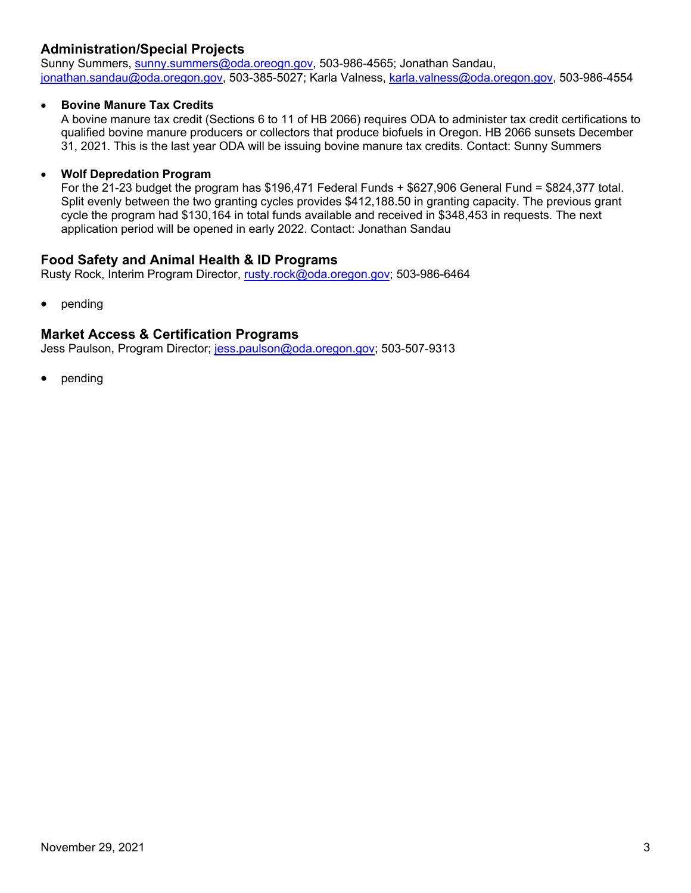## Administration/Special Projects

Sunny Summers, sunny.summers@oda.oreogn.gov, 503-986-4565; Jonathan Sandau, jonathan.sandau@oda.oregon.gov, 503-385-5027; Karla Valness, karla.valness@oda.oregon.gov, 503-986-4554

- **Bovine Manure Tax Credits**
  A bovine manure tax credit (Sections 6 to 11 of HB 2066) requires ODA to administer tax credit certifications to qualified bovine manure producers or collectors that produce biofuels in Oregon. HB 2066 sunsets December 31, 2021. This is the last year ODA will be issuing bovine manure tax credits. Contact: Sunny Summers

- **Wolf Depredation Program**
  For the 21-23 budget the program has $196,471 Federal Funds + $627,906 General Fund = $824,377 total. Split evenly between the two granting cycles provides $412,188.50 in granting capacity. The previous grant cycle the program had $130,164 in total funds available and received in $348,453 in requests. The next application period will be opened in early 2022. Contact: Jonathan Sandau

## Food Safety and Animal Health & ID Programs

Rusty Rock, Interim Program Director, rusty.rock@oda.oregon.gov; 503-986-6464

- pending

## Market Access & Certification Programs

Jess Paulson, Program Director; jess.paulson@oda.oregon.gov; 503-507-9313

- pending

November 29, 2021